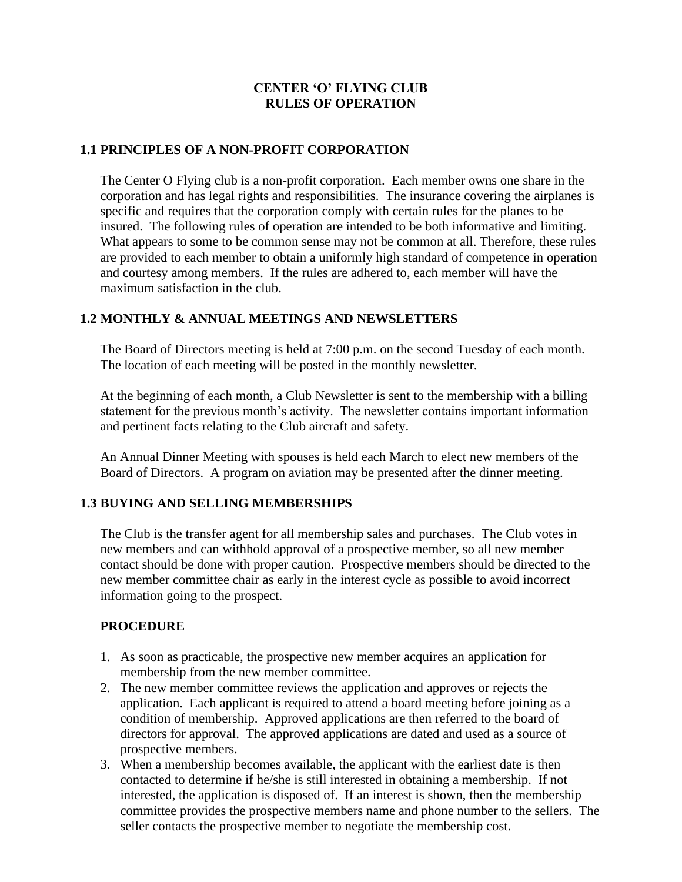# CENTER 'O' FLYING CLUB
# RULES OF OPERATION

## 1.1 PRINCIPLES OF A NON-PROFIT CORPORATION

The Center O Flying club is a non-profit corporation. Each member owns one share in the corporation and has legal rights and responsibilities. The insurance covering the airplanes is specific and requires that the corporation comply with certain rules for the planes to be insured. The following rules of operation are intended to be both informative and limiting. What appears to some to be common sense may not be common at all. Therefore, these rules are provided to each member to obtain a uniformly high standard of competence in operation and courtesy among members. If the rules are adhered to, each member will have the maximum satisfaction in the club.

## 1.2 MONTHLY & ANNUAL MEETINGS AND NEWSLETTERS

The Board of Directors meeting is held at 7:00 p.m. on the second Tuesday of each month. The location of each meeting will be posted in the monthly newsletter.

At the beginning of each month, a Club Newsletter is sent to the membership with a billing statement for the previous month's activity. The newsletter contains important information and pertinent facts relating to the Club aircraft and safety.

An Annual Dinner Meeting with spouses is held each March to elect new members of the Board of Directors. A program on aviation may be presented after the dinner meeting.

## 1.3 BUYING AND SELLING MEMBERSHIPS

The Club is the transfer agent for all membership sales and purchases. The Club votes in new members and can withhold approval of a prospective member, so all new member contact should be done with proper caution. Prospective members should be directed to the new member committee chair as early in the interest cycle as possible to avoid incorrect information going to the prospect.

### PROCEDURE

1. As soon as practicable, the prospective new member acquires an application for membership from the new member committee.
2. The new member committee reviews the application and approves or rejects the application. Each applicant is required to attend a board meeting before joining as a condition of membership. Approved applications are then referred to the board of directors for approval. The approved applications are dated and used as a source of prospective members.
3. When a membership becomes available, the applicant with the earliest date is then contacted to determine if he/she is still interested in obtaining a membership. If not interested, the application is disposed of. If an interest is shown, then the membership committee provides the prospective members name and phone number to the sellers. The seller contacts the prospective member to negotiate the membership cost.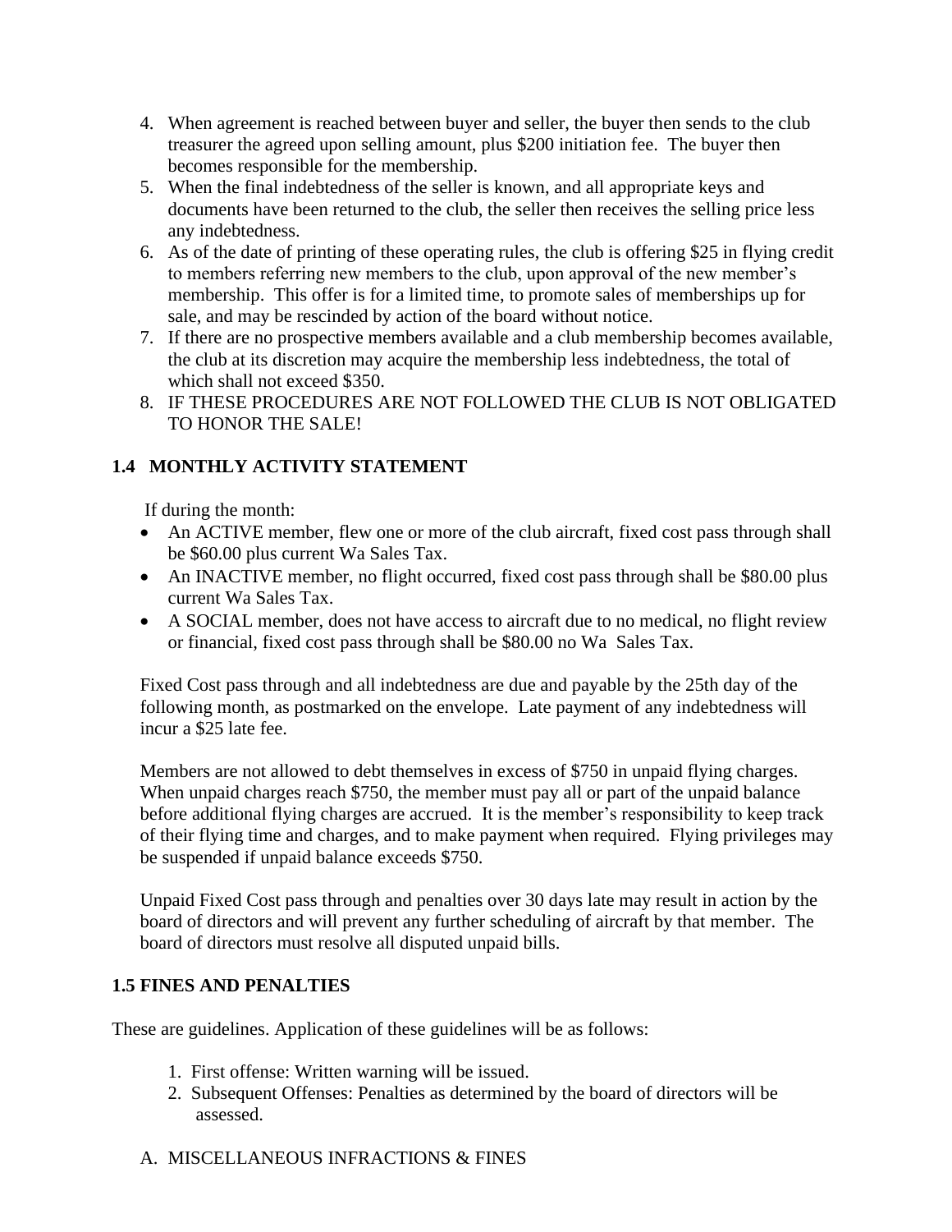4. When agreement is reached between buyer and seller, the buyer then sends to the club treasurer the agreed upon selling amount, plus $200 initiation fee. The buyer then becomes responsible for the membership.
5. When the final indebtedness of the seller is known, and all appropriate keys and documents have been returned to the club, the seller then receives the selling price less any indebtedness.
6. As of the date of printing of these operating rules, the club is offering $25 in flying credit to members referring new members to the club, upon approval of the new member's membership. This offer is for a limited time, to promote sales of memberships up for sale, and may be rescinded by action of the board without notice.
7. If there are no prospective members available and a club membership becomes available, the club at its discretion may acquire the membership less indebtedness, the total of which shall not exceed $350.
8. IF THESE PROCEDURES ARE NOT FOLLOWED THE CLUB IS NOT OBLIGATED TO HONOR THE SALE!

### 1.4 MONTHLY ACTIVITY STATEMENT

If during the month:

- An ACTIVE member, flew one or more of the club aircraft, fixed cost pass through shall be $60.00 plus current Wa Sales Tax.
- An INACTIVE member, no flight occurred, fixed cost pass through shall be $80.00 plus current Wa Sales Tax.
- A SOCIAL member, does not have access to aircraft due to no medical, no flight review or financial, fixed cost pass through shall be $80.00 no Wa Sales Tax.

Fixed Cost pass through and all indebtedness are due and payable by the 25th day of the following month, as postmarked on the envelope. Late payment of any indebtedness will incur a $25 late fee.

Members are not allowed to debt themselves in excess of $750 in unpaid flying charges. When unpaid charges reach $750, the member must pay all or part of the unpaid balance before additional flying charges are accrued. It is the member's responsibility to keep track of their flying time and charges, and to make payment when required. Flying privileges may be suspended if unpaid balance exceeds $750.

Unpaid Fixed Cost pass through and penalties over 30 days late may result in action by the board of directors and will prevent any further scheduling of aircraft by that member. The board of directors must resolve all disputed unpaid bills.

### 1.5 FINES AND PENALTIES

These are guidelines. Application of these guidelines will be as follows:

1. First offense: Written warning will be issued.
2. Subsequent Offenses: Penalties as determined by the board of directors will be assessed.

A. MISCELLANEOUS INFRACTIONS & FINES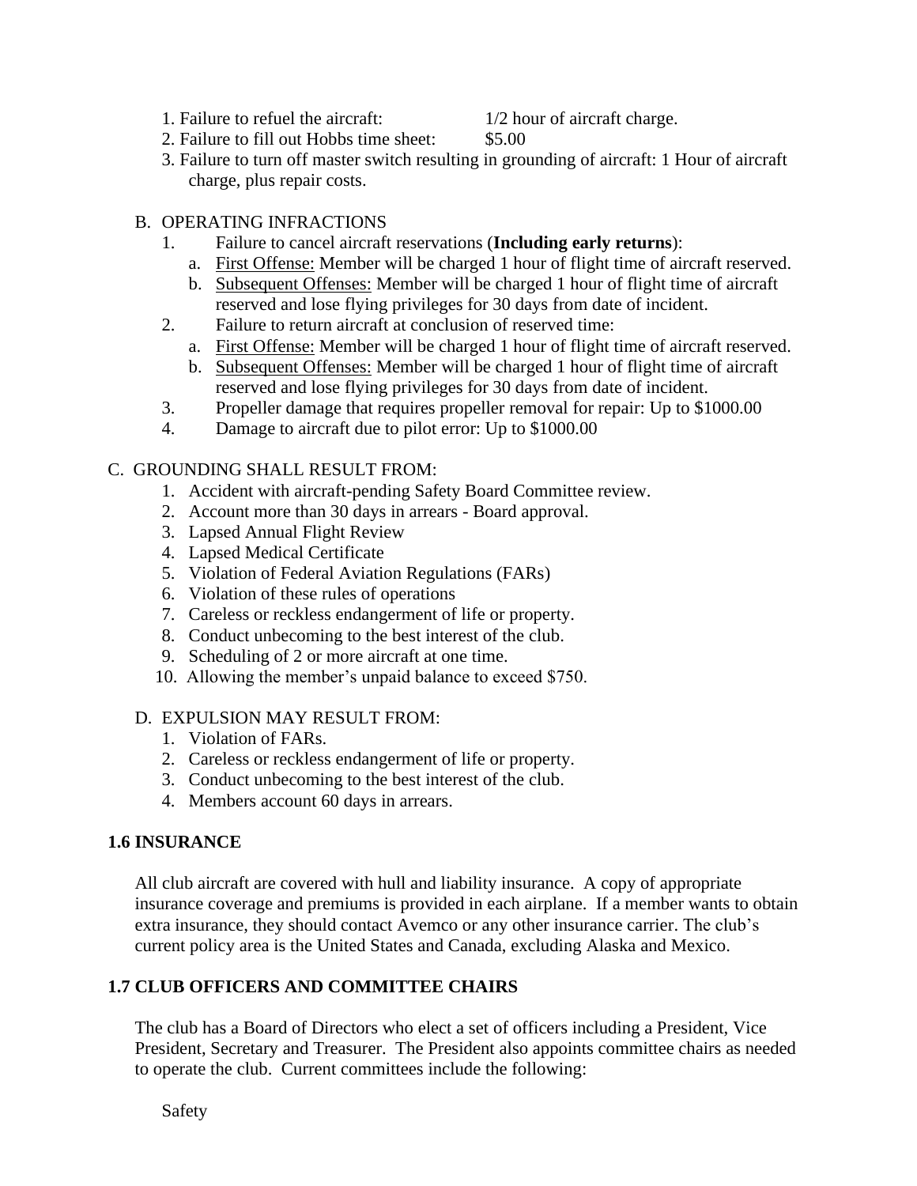1. Failure to refuel the aircraft: 1/2 hour of aircraft charge.
2. Failure to fill out Hobbs time sheet: $5.00
3. Failure to turn off master switch resulting in grounding of aircraft: 1 Hour of aircraft charge, plus repair costs.

B. OPERATING INFRACTIONS

1. Failure to cancel aircraft reservations (**Including early returns**):
   a. First Offense: Member will be charged 1 hour of flight time of aircraft reserved.
   b. Subsequent Offenses: Member will be charged 1 hour of flight time of aircraft reserved and lose flying privileges for 30 days from date of incident.
2. Failure to return aircraft at conclusion of reserved time:
   a. First Offense: Member will be charged 1 hour of flight time of aircraft reserved.
   b. Subsequent Offenses: Member will be charged 1 hour of flight time of aircraft reserved and lose flying privileges for 30 days from date of incident.
3. Propeller damage that requires propeller removal for repair: Up to $1000.00
4. Damage to aircraft due to pilot error: Up to $1000.00

C. GROUNDING SHALL RESULT FROM:

1. Accident with aircraft-pending Safety Board Committee review.
2. Account more than 30 days in arrears - Board approval.
3. Lapsed Annual Flight Review
4. Lapsed Medical Certificate
5. Violation of Federal Aviation Regulations (FARs)
6. Violation of these rules of operations
7. Careless or reckless endangerment of life or property.
8. Conduct unbecoming to the best interest of the club.
9. Scheduling of 2 or more aircraft at one time.
10. Allowing the member's unpaid balance to exceed $750.

D. EXPULSION MAY RESULT FROM:

1. Violation of FARs.
2. Careless or reckless endangerment of life or property.
3. Conduct unbecoming to the best interest of the club.
4. Members account 60 days in arrears.

**1.6 INSURANCE**

All club aircraft are covered with hull and liability insurance. A copy of appropriate insurance coverage and premiums is provided in each airplane. If a member wants to obtain extra insurance, they should contact Avemco or any other insurance carrier. The club's current policy area is the United States and Canada, excluding Alaska and Mexico.

**1.7 CLUB OFFICERS AND COMMITTEE CHAIRS**

The club has a Board of Directors who elect a set of officers including a President, Vice President, Secretary and Treasurer. The President also appoints committee chairs as needed to operate the club. Current committees include the following:

Safety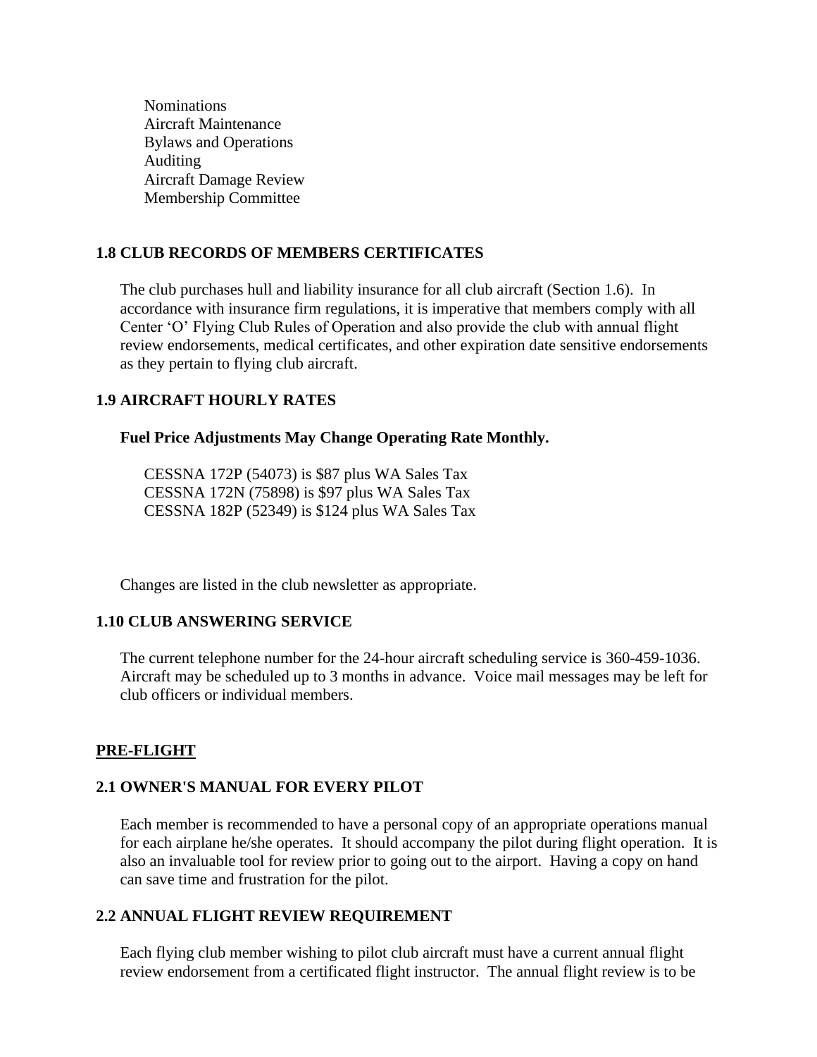Nominations
Aircraft Maintenance
Bylaws and Operations
Auditing
Aircraft Damage Review
Membership Committee

### 1.8 CLUB RECORDS OF MEMBERS CERTIFICATES

The club purchases hull and liability insurance for all club aircraft (Section 1.6). In accordance with insurance firm regulations, it is imperative that members comply with all Center 'O' Flying Club Rules of Operation and also provide the club with annual flight review endorsements, medical certificates, and other expiration date sensitive endorsements as they pertain to flying club aircraft.

### 1.9 AIRCRAFT HOURLY RATES

**Fuel Price Adjustments May Change Operating Rate Monthly.**

CESSNA 172P (54073) is $87 plus WA Sales Tax
CESSNA 172N (75898) is $97 plus WA Sales Tax
CESSNA 182P (52349) is $124 plus WA Sales Tax

Changes are listed in the club newsletter as appropriate.

### 1.10 CLUB ANSWERING SERVICE

The current telephone number for the 24-hour aircraft scheduling service is 360-459-1036. Aircraft may be scheduled up to 3 months in advance. Voice mail messages may be left for club officers or individual members.

## PRE-FLIGHT

### 2.1 OWNER'S MANUAL FOR EVERY PILOT

Each member is recommended to have a personal copy of an appropriate operations manual for each airplane he/she operates. It should accompany the pilot during flight operation. It is also an invaluable tool for review prior to going out to the airport. Having a copy on hand can save time and frustration for the pilot.

### 2.2 ANNUAL FLIGHT REVIEW REQUIREMENT

Each flying club member wishing to pilot club aircraft must have a current annual flight review endorsement from a certificated flight instructor. The annual flight review is to be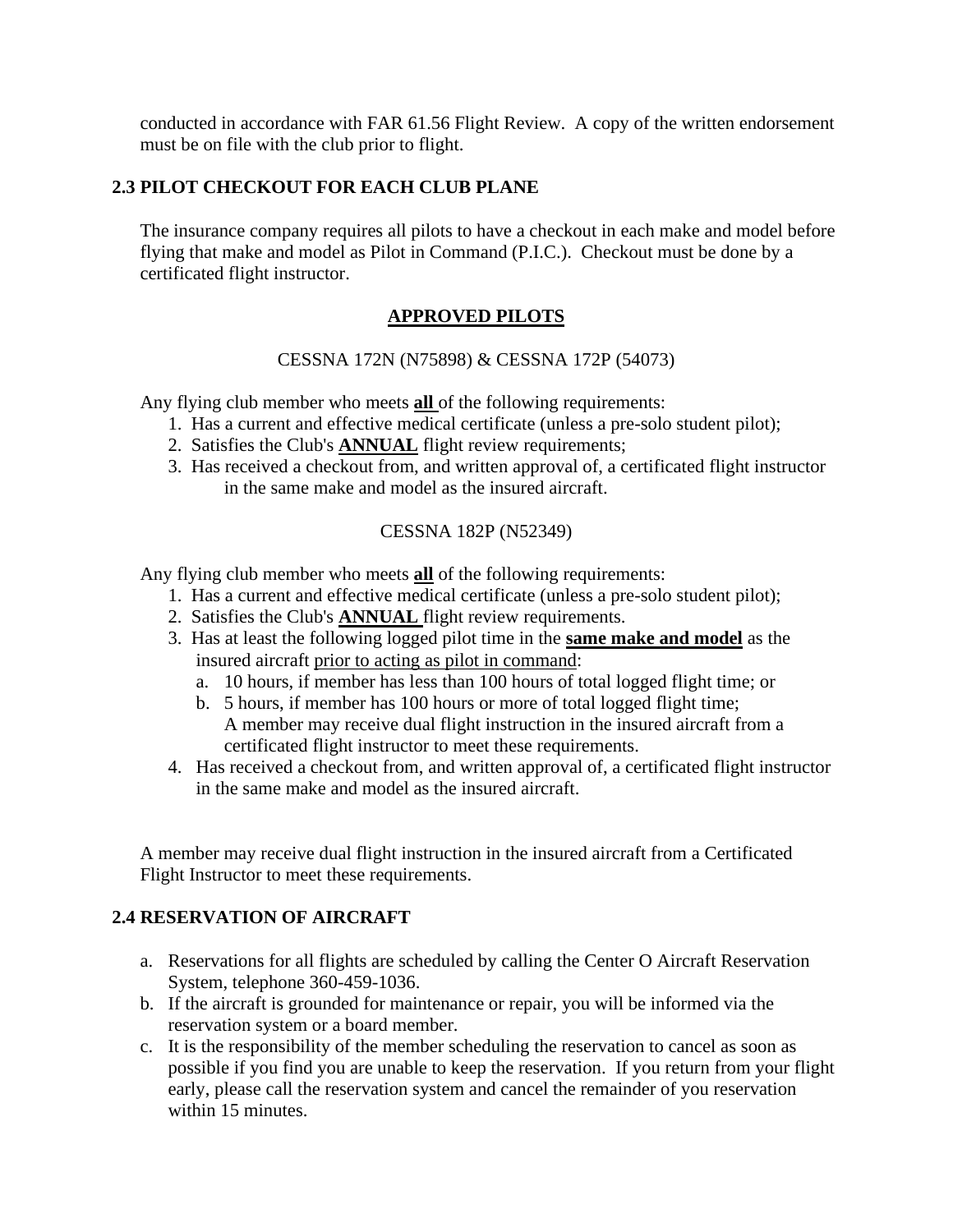conducted in accordance with FAR 61.56 Flight Review. A copy of the written endorsement must be on file with the club prior to flight.

## 2.3 PILOT CHECKOUT FOR EACH CLUB PLANE

The insurance company requires all pilots to have a checkout in each make and model before flying that make and model as Pilot in Command (P.I.C.). Checkout must be done by a certificated flight instructor.

### APPROVED PILOTS

CESSNA 172N (N75898) & CESSNA 172P (54073)

Any flying club member who meets **all** of the following requirements:

1. Has a current and effective medical certificate (unless a pre-solo student pilot);
2. Satisfies the Club's **ANNUAL** flight review requirements;
3. Has received a checkout from, and written approval of, a certificated flight instructor in the same make and model as the insured aircraft.

CESSNA 182P (N52349)

Any flying club member who meets **all** of the following requirements:

1. Has a current and effective medical certificate (unless a pre-solo student pilot);
2. Satisfies the Club's **ANNUAL** flight review requirements.
3. Has at least the following logged pilot time in the **same make and model** as the insured aircraft prior to acting as pilot in command:
   a. 10 hours, if member has less than 100 hours of total logged flight time; or
   b. 5 hours, if member has 100 hours or more of total logged flight time;
   A member may receive dual flight instruction in the insured aircraft from a certificated flight instructor to meet these requirements.
4. Has received a checkout from, and written approval of, a certificated flight instructor in the same make and model as the insured aircraft.

A member may receive dual flight instruction in the insured aircraft from a Certificated Flight Instructor to meet these requirements.

## 2.4 RESERVATION OF AIRCRAFT

a. Reservations for all flights are scheduled by calling the Center O Aircraft Reservation System, telephone 360-459-1036.
b. If the aircraft is grounded for maintenance or repair, you will be informed via the reservation system or a board member.
c. It is the responsibility of the member scheduling the reservation to cancel as soon as possible if you find you are unable to keep the reservation. If you return from your flight early, please call the reservation system and cancel the remainder of you reservation within 15 minutes.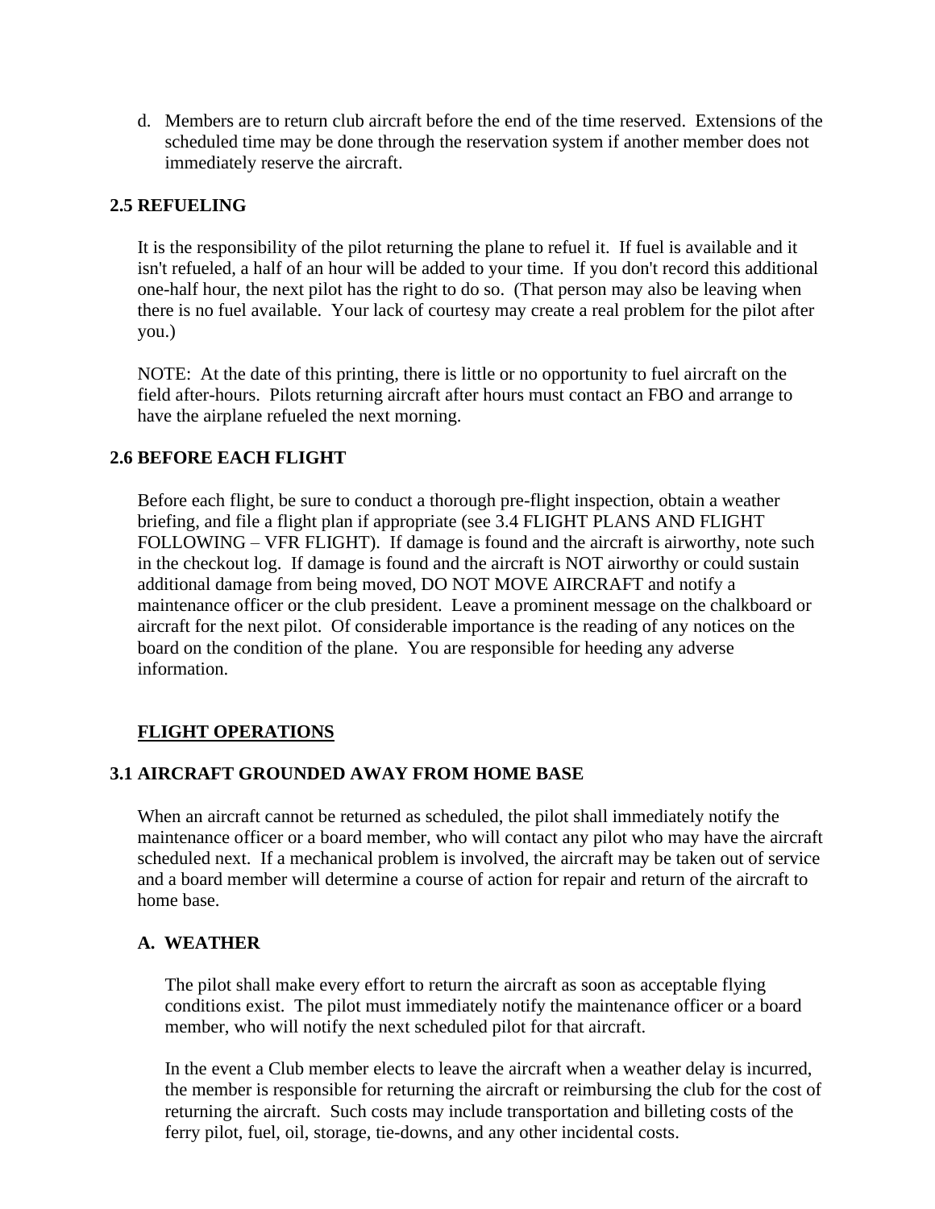d. Members are to return club aircraft before the end of the time reserved. Extensions of the scheduled time may be done through the reservation system if another member does not immediately reserve the aircraft.

### 2.5 REFUELING

It is the responsibility of the pilot returning the plane to refuel it. If fuel is available and it isn't refueled, a half of an hour will be added to your time. If you don't record this additional one-half hour, the next pilot has the right to do so. (That person may also be leaving when there is no fuel available. Your lack of courtesy may create a real problem for the pilot after you.)

NOTE: At the date of this printing, there is little or no opportunity to fuel aircraft on the field after-hours. Pilots returning aircraft after hours must contact an FBO and arrange to have the airplane refueled the next morning.

### 2.6 BEFORE EACH FLIGHT

Before each flight, be sure to conduct a thorough pre-flight inspection, obtain a weather briefing, and file a flight plan if appropriate (see 3.4 FLIGHT PLANS AND FLIGHT FOLLOWING – VFR FLIGHT). If damage is found and the aircraft is airworthy, note such in the checkout log. If damage is found and the aircraft is NOT airworthy or could sustain additional damage from being moved, DO NOT MOVE AIRCRAFT and notify a maintenance officer or the club president. Leave a prominent message on the chalkboard or aircraft for the next pilot. Of considerable importance is the reading of any notices on the board on the condition of the plane. You are responsible for heeding any adverse information.

## FLIGHT OPERATIONS

### 3.1 AIRCRAFT GROUNDED AWAY FROM HOME BASE

When an aircraft cannot be returned as scheduled, the pilot shall immediately notify the maintenance officer or a board member, who will contact any pilot who may have the aircraft scheduled next. If a mechanical problem is involved, the aircraft may be taken out of service and a board member will determine a course of action for repair and return of the aircraft to home base.

#### A. WEATHER

The pilot shall make every effort to return the aircraft as soon as acceptable flying conditions exist. The pilot must immediately notify the maintenance officer or a board member, who will notify the next scheduled pilot for that aircraft.

In the event a Club member elects to leave the aircraft when a weather delay is incurred, the member is responsible for returning the aircraft or reimbursing the club for the cost of returning the aircraft. Such costs may include transportation and billeting costs of the ferry pilot, fuel, oil, storage, tie-downs, and any other incidental costs.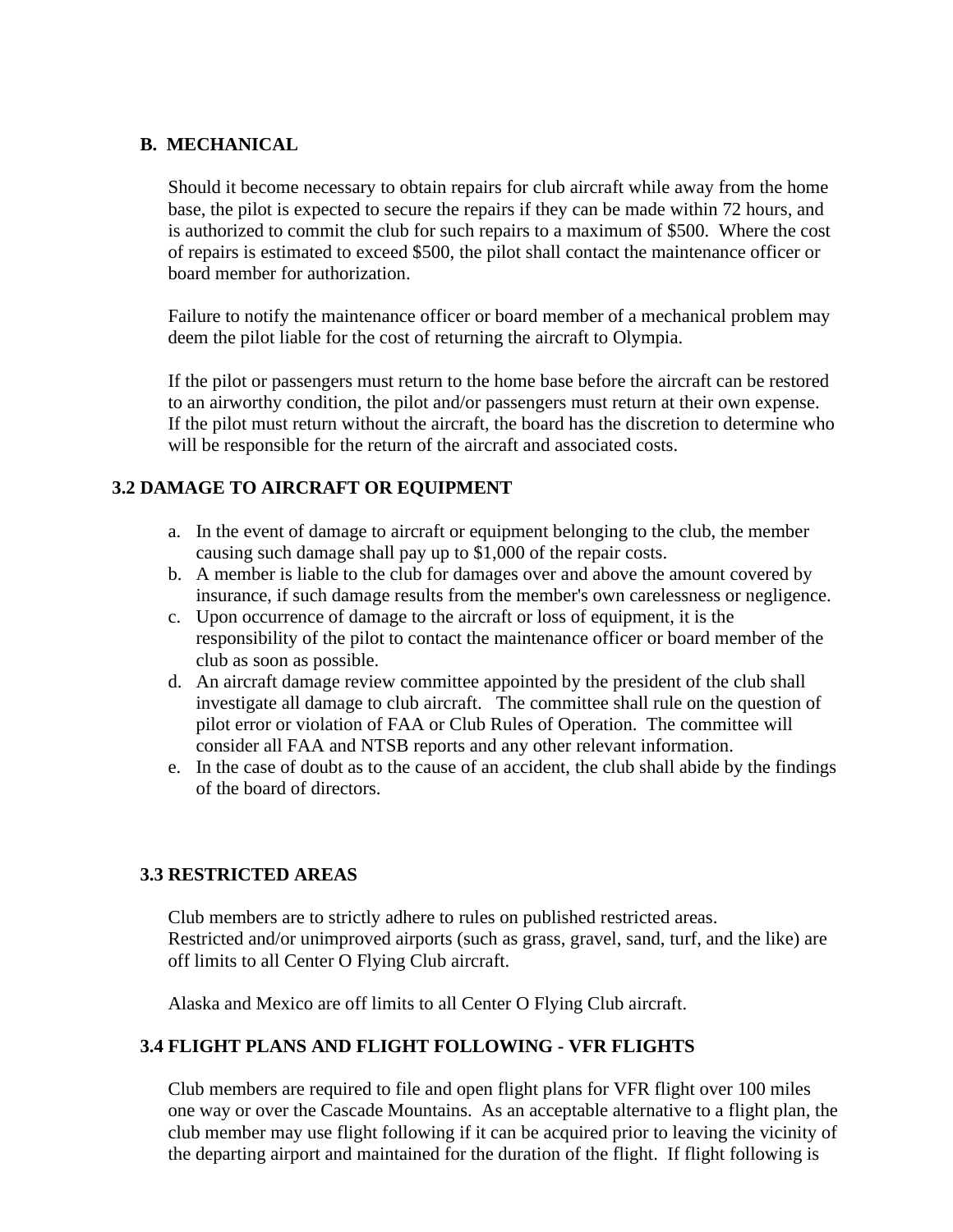### B. MECHANICAL

Should it become necessary to obtain repairs for club aircraft while away from the home base, the pilot is expected to secure the repairs if they can be made within 72 hours, and is authorized to commit the club for such repairs to a maximum of $500. Where the cost of repairs is estimated to exceed $500, the pilot shall contact the maintenance officer or board member for authorization.

Failure to notify the maintenance officer or board member of a mechanical problem may deem the pilot liable for the cost of returning the aircraft to Olympia.

If the pilot or passengers must return to the home base before the aircraft can be restored to an airworthy condition, the pilot and/or passengers must return at their own expense. If the pilot must return without the aircraft, the board has the discretion to determine who will be responsible for the return of the aircraft and associated costs.

## 3.2 DAMAGE TO AIRCRAFT OR EQUIPMENT

a. In the event of damage to aircraft or equipment belonging to the club, the member causing such damage shall pay up to $1,000 of the repair costs.
b. A member is liable to the club for damages over and above the amount covered by insurance, if such damage results from the member's own carelessness or negligence.
c. Upon occurrence of damage to the aircraft or loss of equipment, it is the responsibility of the pilot to contact the maintenance officer or board member of the club as soon as possible.
d. An aircraft damage review committee appointed by the president of the club shall investigate all damage to club aircraft. The committee shall rule on the question of pilot error or violation of FAA or Club Rules of Operation. The committee will consider all FAA and NTSB reports and any other relevant information.
e. In the case of doubt as to the cause of an accident, the club shall abide by the findings of the board of directors.

## 3.3 RESTRICTED AREAS

Club members are to strictly adhere to rules on published restricted areas.
Restricted and/or unimproved airports (such as grass, gravel, sand, turf, and the like) are off limits to all Center O Flying Club aircraft.

Alaska and Mexico are off limits to all Center O Flying Club aircraft.

## 3.4 FLIGHT PLANS AND FLIGHT FOLLOWING - VFR FLIGHTS

Club members are required to file and open flight plans for VFR flight over 100 miles one way or over the Cascade Mountains. As an acceptable alternative to a flight plan, the club member may use flight following if it can be acquired prior to leaving the vicinity of the departing airport and maintained for the duration of the flight. If flight following is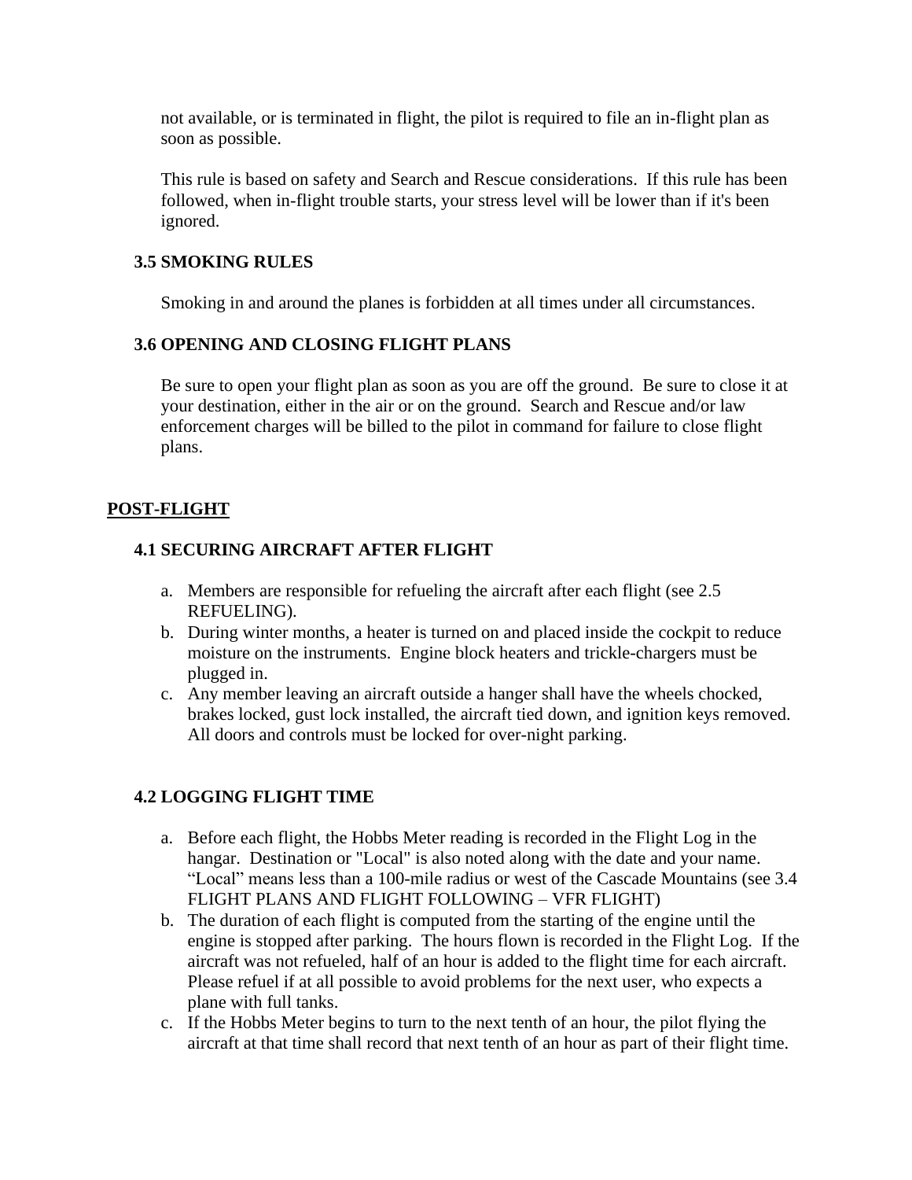not available, or is terminated in flight, the pilot is required to file an in-flight plan as soon as possible.

This rule is based on safety and Search and Rescue considerations. If this rule has been followed, when in-flight trouble starts, your stress level will be lower than if it's been ignored.

### 3.5 SMOKING RULES

Smoking in and around the planes is forbidden at all times under all circumstances.

### 3.6 OPENING AND CLOSING FLIGHT PLANS

Be sure to open your flight plan as soon as you are off the ground. Be sure to close it at your destination, either in the air or on the ground. Search and Rescue and/or law enforcement charges will be billed to the pilot in command for failure to close flight plans.

## POST-FLIGHT

### 4.1 SECURING AIRCRAFT AFTER FLIGHT

a. Members are responsible for refueling the aircraft after each flight (see 2.5 REFUELING).
b. During winter months, a heater is turned on and placed inside the cockpit to reduce moisture on the instruments. Engine block heaters and trickle-chargers must be plugged in.
c. Any member leaving an aircraft outside a hanger shall have the wheels chocked, brakes locked, gust lock installed, the aircraft tied down, and ignition keys removed. All doors and controls must be locked for over-night parking.

### 4.2 LOGGING FLIGHT TIME

a. Before each flight, the Hobbs Meter reading is recorded in the Flight Log in the hangar. Destination or "Local" is also noted along with the date and your name. “Local” means less than a 100-mile radius or west of the Cascade Mountains (see 3.4 FLIGHT PLANS AND FLIGHT FOLLOWING – VFR FLIGHT)
b. The duration of each flight is computed from the starting of the engine until the engine is stopped after parking. The hours flown is recorded in the Flight Log. If the aircraft was not refueled, half of an hour is added to the flight time for each aircraft. Please refuel if at all possible to avoid problems for the next user, who expects a plane with full tanks.
c. If the Hobbs Meter begins to turn to the next tenth of an hour, the pilot flying the aircraft at that time shall record that next tenth of an hour as part of their flight time.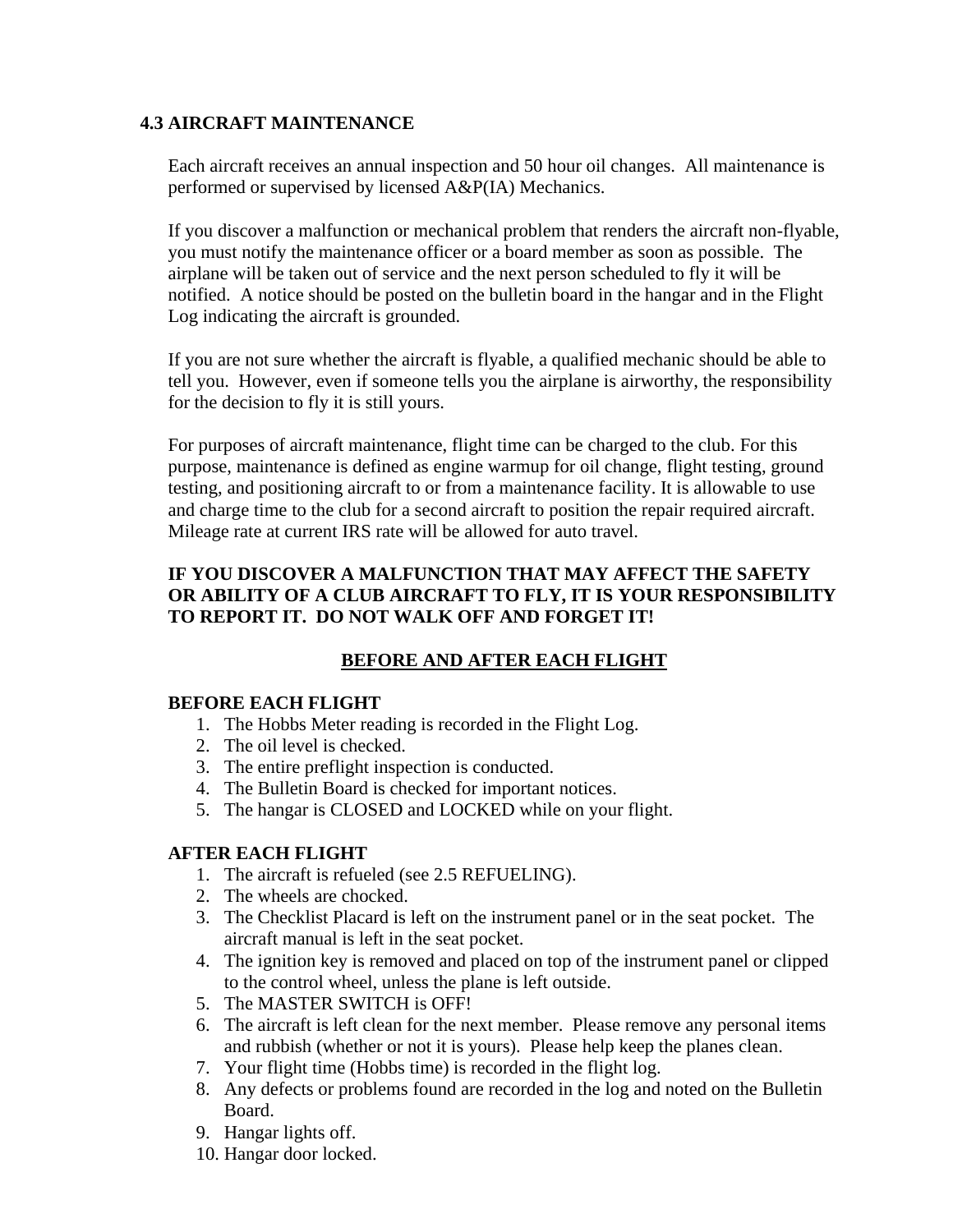## 4.3 AIRCRAFT MAINTENANCE

Each aircraft receives an annual inspection and 50 hour oil changes. All maintenance is performed or supervised by licensed A&P(IA) Mechanics.

If you discover a malfunction or mechanical problem that renders the aircraft non-flyable, you must notify the maintenance officer or a board member as soon as possible. The airplane will be taken out of service and the next person scheduled to fly it will be notified. A notice should be posted on the bulletin board in the hangar and in the Flight Log indicating the aircraft is grounded.

If you are not sure whether the aircraft is flyable, a qualified mechanic should be able to tell you. However, even if someone tells you the airplane is airworthy, the responsibility for the decision to fly it is still yours.

For purposes of aircraft maintenance, flight time can be charged to the club. For this purpose, maintenance is defined as engine warmup for oil change, flight testing, ground testing, and positioning aircraft to or from a maintenance facility. It is allowable to use and charge time to the club for a second aircraft to position the repair required aircraft. Mileage rate at current IRS rate will be allowed for auto travel.

**IF YOU DISCOVER A MALFUNCTION THAT MAY AFFECT THE SAFETY OR ABILITY OF A CLUB AIRCRAFT TO FLY, IT IS YOUR RESPONSIBILITY TO REPORT IT. DO NOT WALK OFF AND FORGET IT!**

### BEFORE AND AFTER EACH FLIGHT

**BEFORE EACH FLIGHT**

1. The Hobbs Meter reading is recorded in the Flight Log.
2. The oil level is checked.
3. The entire preflight inspection is conducted.
4. The Bulletin Board is checked for important notices.
5. The hangar is CLOSED and LOCKED while on your flight.

**AFTER EACH FLIGHT**

1. The aircraft is refueled (see 2.5 REFUELING).
2. The wheels are chocked.
3. The Checklist Placard is left on the instrument panel or in the seat pocket. The aircraft manual is left in the seat pocket.
4. The ignition key is removed and placed on top of the instrument panel or clipped to the control wheel, unless the plane is left outside.
5. The MASTER SWITCH is OFF!
6. The aircraft is left clean for the next member. Please remove any personal items and rubbish (whether or not it is yours). Please help keep the planes clean.
7. Your flight time (Hobbs time) is recorded in the flight log.
8. Any defects or problems found are recorded in the log and noted on the Bulletin Board.
9. Hangar lights off.
10. Hangar door locked.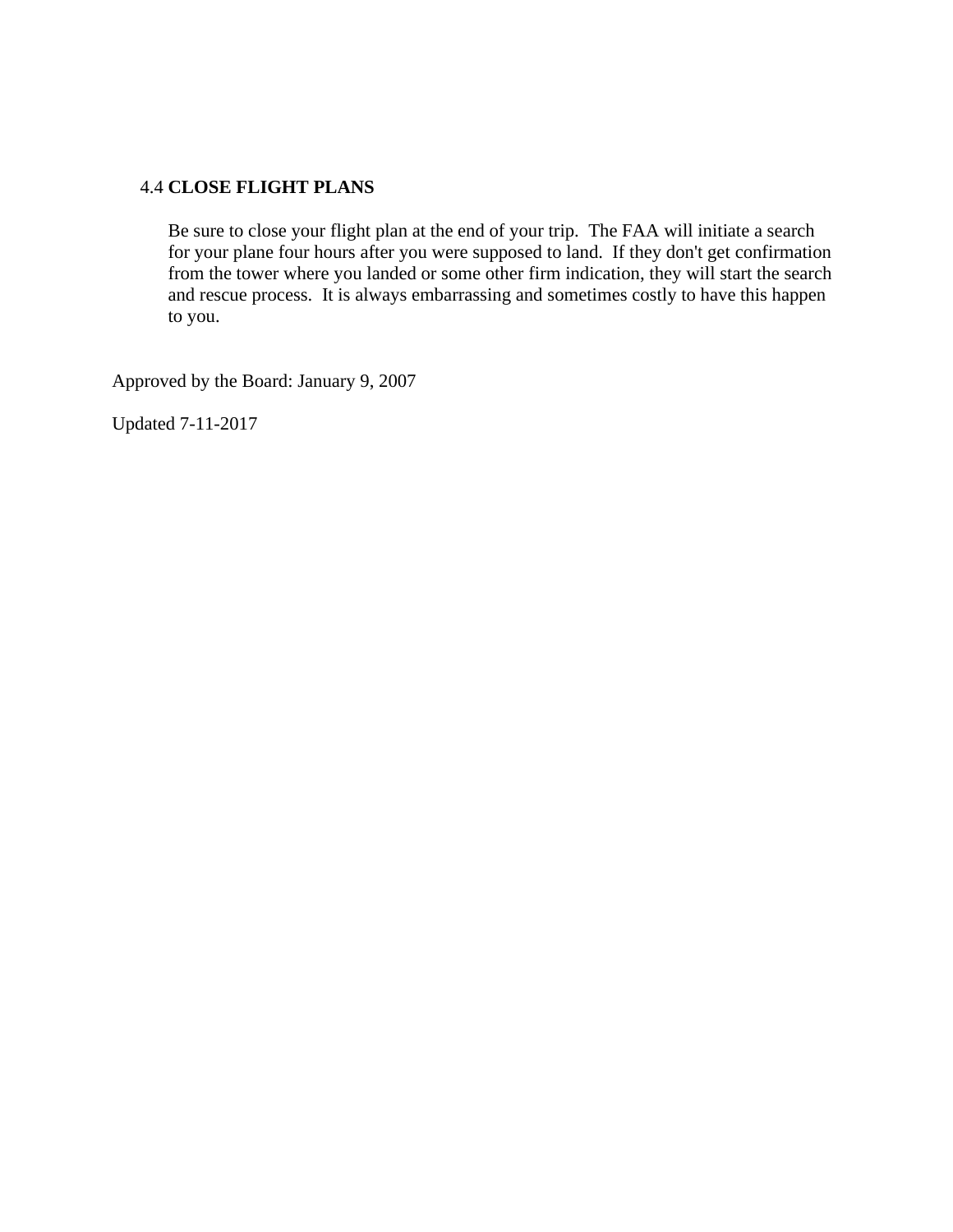### 4.4 **CLOSE FLIGHT PLANS**

Be sure to close your flight plan at the end of your trip. The FAA will initiate a search for your plane four hours after you were supposed to land. If they don't get confirmation from the tower where you landed or some other firm indication, they will start the search and rescue process. It is always embarrassing and sometimes costly to have this happen to you.

Approved by the Board: January 9, 2007

Updated 7-11-2017